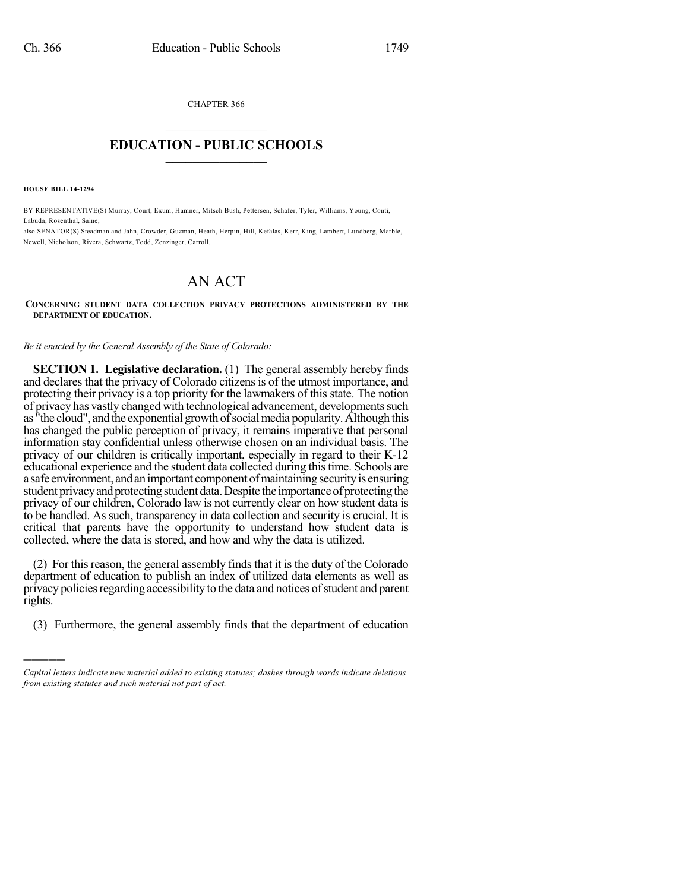CHAPTER 366

# EDUCATION - PUBLIC SCHOOLS

**HOUSE BILL 14-1294**

BY REPRESENTATIVE(S) Murray, Court, Exum, Hamner, Mitsch Bush, Pettersen, Schafer, Tyler, Williams, Young, Conti, Labuda, Rosenthal, Saine;
also SENATOR(S) Steadman and Jahn, Crowder, Guzman, Heath, Herpin, Hill, Kefalas, Kerr, King, Lambert, Lundberg, Marble, Newell, Nicholson, Rivera, Schwartz, Todd, Zenzinger, Carroll.

# AN ACT

**CONCERNING STUDENT DATA COLLECTION PRIVACY PROTECTIONS ADMINISTERED BY THE DEPARTMENT OF EDUCATION.**

*Be it enacted by the General Assembly of the State of Colorado:*

**SECTION 1. Legislative declaration.** (1) The general assembly hereby finds and declares that the privacy of Colorado citizens is of the utmost importance, and protecting their privacy is a top priority for the lawmakers of this state. The notion of privacy has vastly changed with technological advancement, developments such as "the cloud", and the exponential growth of social media popularity. Although this has changed the public perception of privacy, it remains imperative that personal information stay confidential unless otherwise chosen on an individual basis. The privacy of our children is critically important, especially in regard to their K-12 educational experience and the student data collected during this time. Schools are a safe environment, and an important component of maintaining security is ensuring student privacy and protecting student data. Despite the importance of protecting the privacy of our children, Colorado law is not currently clear on how student data is to be handled. As such, transparency in data collection and security is crucial. It is critical that parents have the opportunity to understand how student data is collected, where the data is stored, and how and why the data is utilized.

(2) For this reason, the general assembly finds that it is the duty of the Colorado department of education to publish an index of utilized data elements as well as privacy policies regarding accessibility to the data and notices of student and parent rights.

(3) Furthermore, the general assembly finds that the department of education

*Capital letters indicate new material added to existing statutes; dashes through words indicate deletions from existing statutes and such material not part of act.*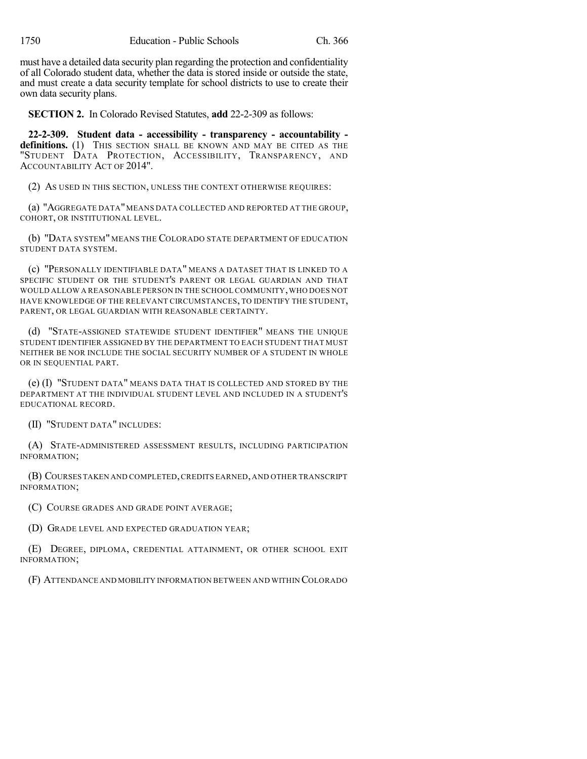must have a detailed data security plan regarding the protection and confidentiality of all Colorado student data, whether the data is stored inside or outside the state, and must create a data security template for school districts to use to create their own data security plans.

**SECTION 2.** In Colorado Revised Statutes, **add** 22-2-309 as follows:

**22-2-309. Student data - accessibility - transparency - accountability - definitions.** (1) THIS SECTION SHALL BE KNOWN AND MAY BE CITED AS THE "STUDENT DATA PROTECTION, ACCESSIBILITY, TRANSPARENCY, AND ACCOUNTABILITY ACT OF 2014".

(2) AS USED IN THIS SECTION, UNLESS THE CONTEXT OTHERWISE REQUIRES:

(a) "AGGREGATE DATA" MEANS DATA COLLECTED AND REPORTED AT THE GROUP, COHORT, OR INSTITUTIONAL LEVEL.

(b) "DATA SYSTEM" MEANS THE COLORADO STATE DEPARTMENT OF EDUCATION STUDENT DATA SYSTEM.

(c) "PERSONALLY IDENTIFIABLE DATA" MEANS A DATASET THAT IS LINKED TO A SPECIFIC STUDENT OR THE STUDENT'S PARENT OR LEGAL GUARDIAN AND THAT WOULD ALLOW A REASONABLE PERSON IN THE SCHOOL COMMUNITY, WHO DOES NOT HAVE KNOWLEDGE OF THE RELEVANT CIRCUMSTANCES, TO IDENTIFY THE STUDENT, PARENT, OR LEGAL GUARDIAN WITH REASONABLE CERTAINTY.

(d) "STATE-ASSIGNED STATEWIDE STUDENT IDENTIFIER" MEANS THE UNIQUE STUDENT IDENTIFIER ASSIGNED BY THE DEPARTMENT TO EACH STUDENT THAT MUST NEITHER BE NOR INCLUDE THE SOCIAL SECURITY NUMBER OF A STUDENT IN WHOLE OR IN SEQUENTIAL PART.

(e) (I) "STUDENT DATA" MEANS DATA THAT IS COLLECTED AND STORED BY THE DEPARTMENT AT THE INDIVIDUAL STUDENT LEVEL AND INCLUDED IN A STUDENT'S EDUCATIONAL RECORD.

(II) "STUDENT DATA" INCLUDES:

(A) STATE-ADMINISTERED ASSESSMENT RESULTS, INCLUDING PARTICIPATION INFORMATION;

(B) COURSES TAKEN AND COMPLETED, CREDITS EARNED, AND OTHER TRANSCRIPT INFORMATION;

(C) COURSE GRADES AND GRADE POINT AVERAGE;

(D) GRADE LEVEL AND EXPECTED GRADUATION YEAR;

(E) DEGREE, DIPLOMA, CREDENTIAL ATTAINMENT, OR OTHER SCHOOL EXIT INFORMATION;

(F) ATTENDANCE AND MOBILITY INFORMATION BETWEEN AND WITHIN COLORADO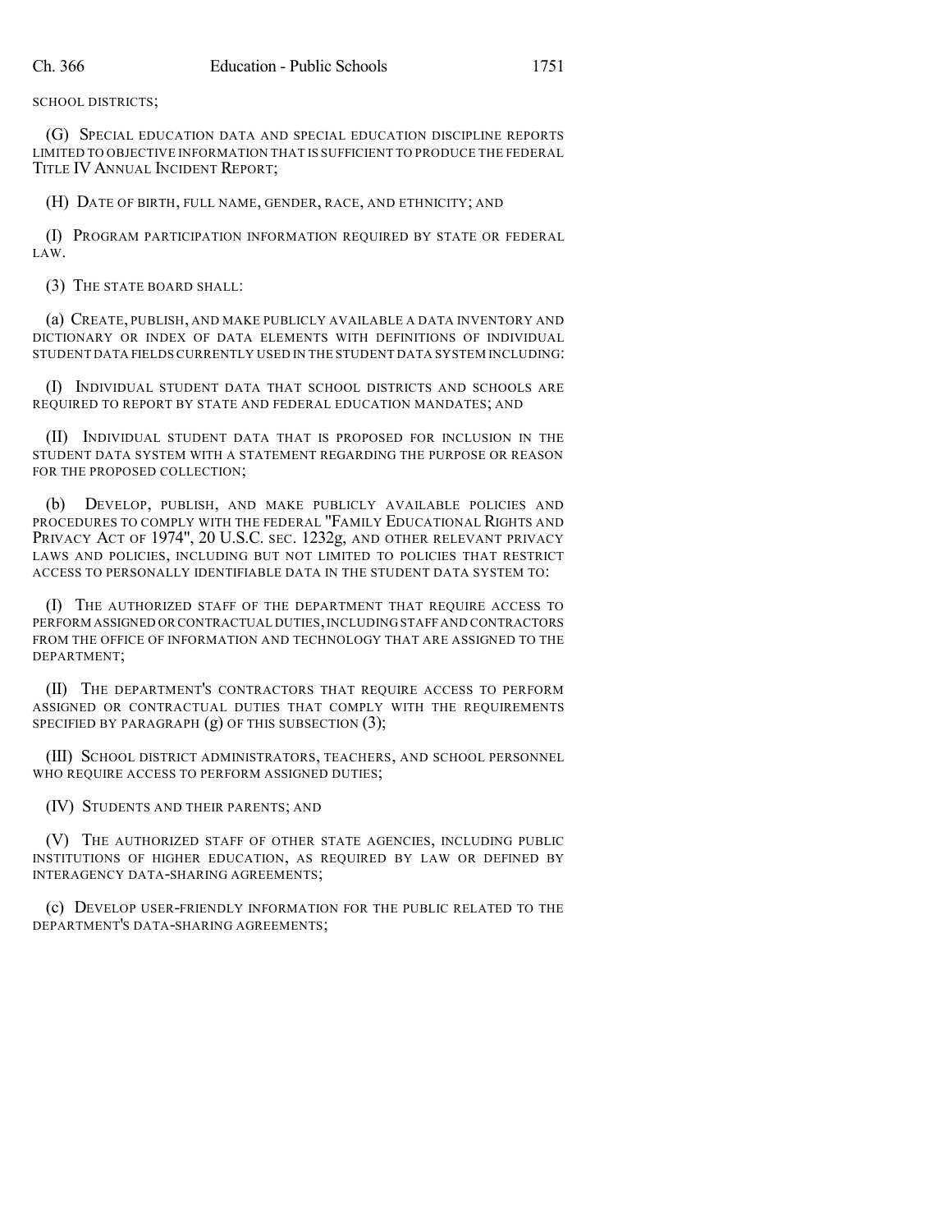SCHOOL DISTRICTS;

(G) SPECIAL EDUCATION DATA AND SPECIAL EDUCATION DISCIPLINE REPORTS LIMITED TO OBJECTIVE INFORMATION THAT IS SUFFICIENT TO PRODUCE THE FEDERAL TITLE IV ANNUAL INCIDENT REPORT;

(H) DATE OF BIRTH, FULL NAME, GENDER, RACE, AND ETHNICITY; AND

(I) PROGRAM PARTICIPATION INFORMATION REQUIRED BY STATE OR FEDERAL LAW.

(3) THE STATE BOARD SHALL:

(a) CREATE, PUBLISH, AND MAKE PUBLICLY AVAILABLE A DATA INVENTORY AND DICTIONARY OR INDEX OF DATA ELEMENTS WITH DEFINITIONS OF INDIVIDUAL STUDENT DATA FIELDS CURRENTLY USED IN THE STUDENT DATA SYSTEM INCLUDING:

(I) INDIVIDUAL STUDENT DATA THAT SCHOOL DISTRICTS AND SCHOOLS ARE REQUIRED TO REPORT BY STATE AND FEDERAL EDUCATION MANDATES; AND

(II) INDIVIDUAL STUDENT DATA THAT IS PROPOSED FOR INCLUSION IN THE STUDENT DATA SYSTEM WITH A STATEMENT REGARDING THE PURPOSE OR REASON FOR THE PROPOSED COLLECTION;

(b) DEVELOP, PUBLISH, AND MAKE PUBLICLY AVAILABLE POLICIES AND PROCEDURES TO COMPLY WITH THE FEDERAL "FAMILY EDUCATIONAL RIGHTS AND PRIVACY ACT OF 1974", 20 U.S.C. SEC. 1232g, AND OTHER RELEVANT PRIVACY LAWS AND POLICIES, INCLUDING BUT NOT LIMITED TO POLICIES THAT RESTRICT ACCESS TO PERSONALLY IDENTIFIABLE DATA IN THE STUDENT DATA SYSTEM TO:

(I) THE AUTHORIZED STAFF OF THE DEPARTMENT THAT REQUIRE ACCESS TO PERFORM ASSIGNED OR CONTRACTUAL DUTIES, INCLUDING STAFF AND CONTRACTORS FROM THE OFFICE OF INFORMATION AND TECHNOLOGY THAT ARE ASSIGNED TO THE DEPARTMENT;

(II) THE DEPARTMENT'S CONTRACTORS THAT REQUIRE ACCESS TO PERFORM ASSIGNED OR CONTRACTUAL DUTIES THAT COMPLY WITH THE REQUIREMENTS SPECIFIED BY PARAGRAPH (g) OF THIS SUBSECTION (3);

(III) SCHOOL DISTRICT ADMINISTRATORS, TEACHERS, AND SCHOOL PERSONNEL WHO REQUIRE ACCESS TO PERFORM ASSIGNED DUTIES;

(IV) STUDENTS AND THEIR PARENTS; AND

(V) THE AUTHORIZED STAFF OF OTHER STATE AGENCIES, INCLUDING PUBLIC INSTITUTIONS OF HIGHER EDUCATION, AS REQUIRED BY LAW OR DEFINED BY INTERAGENCY DATA-SHARING AGREEMENTS;

(c) DEVELOP USER-FRIENDLY INFORMATION FOR THE PUBLIC RELATED TO THE DEPARTMENT'S DATA-SHARING AGREEMENTS;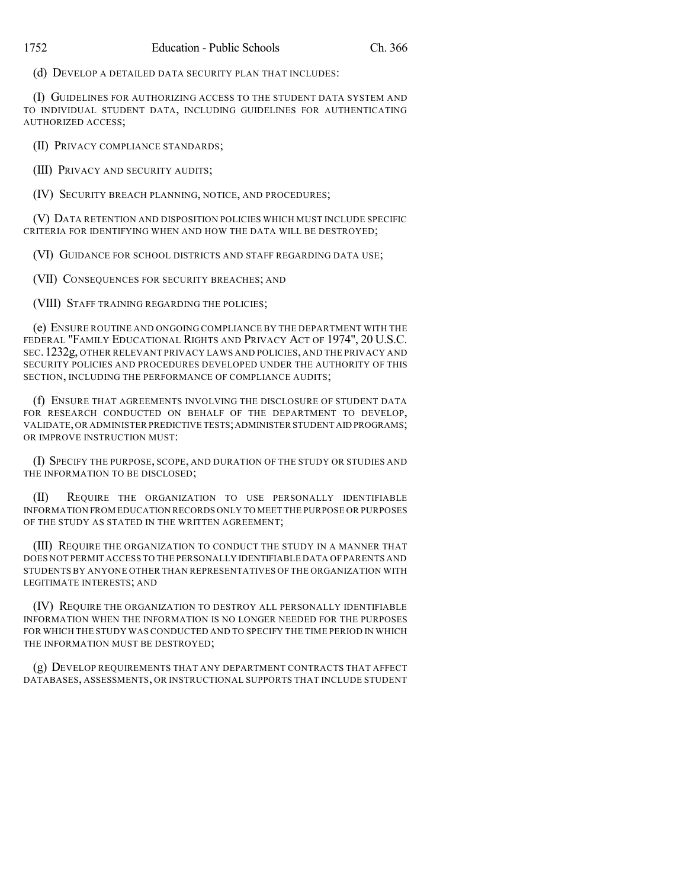(d) DEVELOP A DETAILED DATA SECURITY PLAN THAT INCLUDES:

(I) GUIDELINES FOR AUTHORIZING ACCESS TO THE STUDENT DATA SYSTEM AND TO INDIVIDUAL STUDENT DATA, INCLUDING GUIDELINES FOR AUTHENTICATING AUTHORIZED ACCESS;

(II) PRIVACY COMPLIANCE STANDARDS;

(III) PRIVACY AND SECURITY AUDITS;

(IV) SECURITY BREACH PLANNING, NOTICE, AND PROCEDURES;

(V) DATA RETENTION AND DISPOSITION POLICIES WHICH MUST INCLUDE SPECIFIC CRITERIA FOR IDENTIFYING WHEN AND HOW THE DATA WILL BE DESTROYED;

(VI) GUIDANCE FOR SCHOOL DISTRICTS AND STAFF REGARDING DATA USE;

(VII) CONSEQUENCES FOR SECURITY BREACHES; AND

(VIII) STAFF TRAINING REGARDING THE POLICIES;

(e) ENSURE ROUTINE AND ONGOING COMPLIANCE BY THE DEPARTMENT WITH THE FEDERAL "FAMILY EDUCATIONAL RIGHTS AND PRIVACY ACT OF 1974", 20 U.S.C. SEC. 1232g, OTHER RELEVANT PRIVACY LAWS AND POLICIES, AND THE PRIVACY AND SECURITY POLICIES AND PROCEDURES DEVELOPED UNDER THE AUTHORITY OF THIS SECTION, INCLUDING THE PERFORMANCE OF COMPLIANCE AUDITS;

(f) ENSURE THAT AGREEMENTS INVOLVING THE DISCLOSURE OF STUDENT DATA FOR RESEARCH CONDUCTED ON BEHALF OF THE DEPARTMENT TO DEVELOP, VALIDATE, OR ADMINISTER PREDICTIVE TESTS; ADMINISTER STUDENT AID PROGRAMS; OR IMPROVE INSTRUCTION MUST:

(I) SPECIFY THE PURPOSE, SCOPE, AND DURATION OF THE STUDY OR STUDIES AND THE INFORMATION TO BE DISCLOSED;

(II) REQUIRE THE ORGANIZATION TO USE PERSONALLY IDENTIFIABLE INFORMATION FROM EDUCATION RECORDS ONLY TO MEET THE PURPOSE OR PURPOSES OF THE STUDY AS STATED IN THE WRITTEN AGREEMENT;

(III) REQUIRE THE ORGANIZATION TO CONDUCT THE STUDY IN A MANNER THAT DOES NOT PERMIT ACCESS TO THE PERSONALLY IDENTIFIABLE DATA OF PARENTS AND STUDENTS BY ANYONE OTHER THAN REPRESENTATIVES OF THE ORGANIZATION WITH LEGITIMATE INTERESTS; AND

(IV) REQUIRE THE ORGANIZATION TO DESTROY ALL PERSONALLY IDENTIFIABLE INFORMATION WHEN THE INFORMATION IS NO LONGER NEEDED FOR THE PURPOSES FOR WHICH THE STUDY WAS CONDUCTED AND TO SPECIFY THE TIME PERIOD IN WHICH THE INFORMATION MUST BE DESTROYED;

(g) DEVELOP REQUIREMENTS THAT ANY DEPARTMENT CONTRACTS THAT AFFECT DATABASES, ASSESSMENTS, OR INSTRUCTIONAL SUPPORTS THAT INCLUDE STUDENT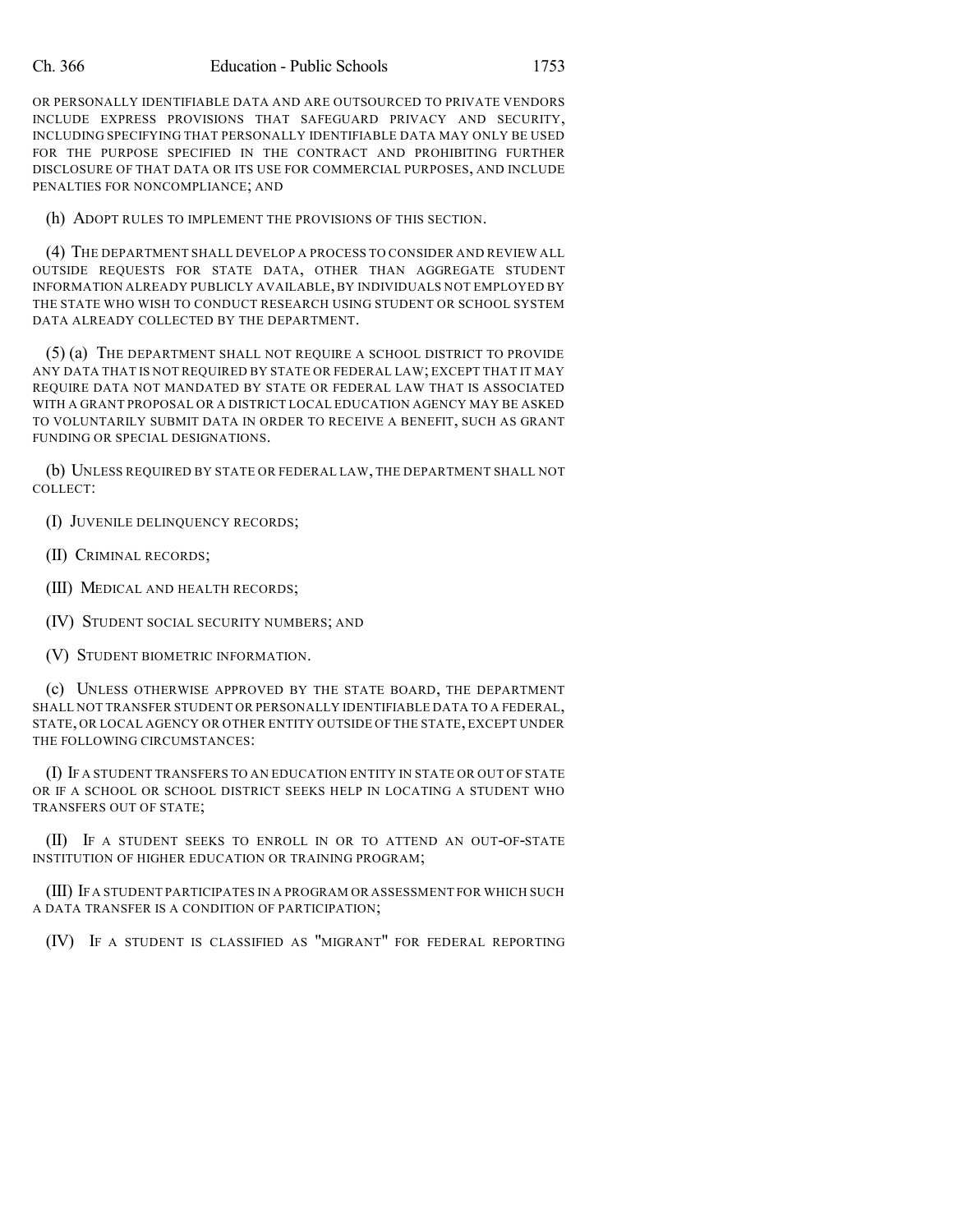OR PERSONALLY IDENTIFIABLE DATA AND ARE OUTSOURCED TO PRIVATE VENDORS INCLUDE EXPRESS PROVISIONS THAT SAFEGUARD PRIVACY AND SECURITY, INCLUDING SPECIFYING THAT PERSONALLY IDENTIFIABLE DATA MAY ONLY BE USED FOR THE PURPOSE SPECIFIED IN THE CONTRACT AND PROHIBITING FURTHER DISCLOSURE OF THAT DATA OR ITS USE FOR COMMERCIAL PURPOSES, AND INCLUDE PENALTIES FOR NONCOMPLIANCE; AND

(h) ADOPT RULES TO IMPLEMENT THE PROVISIONS OF THIS SECTION.

(4) THE DEPARTMENT SHALL DEVELOP A PROCESS TO CONSIDER AND REVIEW ALL OUTSIDE REQUESTS FOR STATE DATA, OTHER THAN AGGREGATE STUDENT INFORMATION ALREADY PUBLICLY AVAILABLE, BY INDIVIDUALS NOT EMPLOYED BY THE STATE WHO WISH TO CONDUCT RESEARCH USING STUDENT OR SCHOOL SYSTEM DATA ALREADY COLLECTED BY THE DEPARTMENT.

(5) (a) THE DEPARTMENT SHALL NOT REQUIRE A SCHOOL DISTRICT TO PROVIDE ANY DATA THAT IS NOT REQUIRED BY STATE OR FEDERAL LAW; EXCEPT THAT IT MAY REQUIRE DATA NOT MANDATED BY STATE OR FEDERAL LAW THAT IS ASSOCIATED WITH A GRANT PROPOSAL OR A DISTRICT LOCAL EDUCATION AGENCY MAY BE ASKED TO VOLUNTARILY SUBMIT DATA IN ORDER TO RECEIVE A BENEFIT, SUCH AS GRANT FUNDING OR SPECIAL DESIGNATIONS.

(b) UNLESS REQUIRED BY STATE OR FEDERAL LAW, THE DEPARTMENT SHALL NOT COLLECT:

(I) JUVENILE DELINQUENCY RECORDS;

(II) CRIMINAL RECORDS;

(III) MEDICAL AND HEALTH RECORDS;

(IV) STUDENT SOCIAL SECURITY NUMBERS; AND

(V) STUDENT BIOMETRIC INFORMATION.

(c) UNLESS OTHERWISE APPROVED BY THE STATE BOARD, THE DEPARTMENT SHALL NOT TRANSFER STUDENT OR PERSONALLY IDENTIFIABLE DATA TO A FEDERAL, STATE, OR LOCAL AGENCY OR OTHER ENTITY OUTSIDE OF THE STATE, EXCEPT UNDER THE FOLLOWING CIRCUMSTANCES:

(I) IF A STUDENT TRANSFERS TO AN EDUCATION ENTITY IN STATE OR OUT OF STATE OR IF A SCHOOL OR SCHOOL DISTRICT SEEKS HELP IN LOCATING A STUDENT WHO TRANSFERS OUT OF STATE;

(II) IF A STUDENT SEEKS TO ENROLL IN OR TO ATTEND AN OUT-OF-STATE INSTITUTION OF HIGHER EDUCATION OR TRAINING PROGRAM;

(III) IF A STUDENT PARTICIPATES IN A PROGRAM OR ASSESSMENT FOR WHICH SUCH A DATA TRANSFER IS A CONDITION OF PARTICIPATION;

(IV) IF A STUDENT IS CLASSIFIED AS "MIGRANT" FOR FEDERAL REPORTING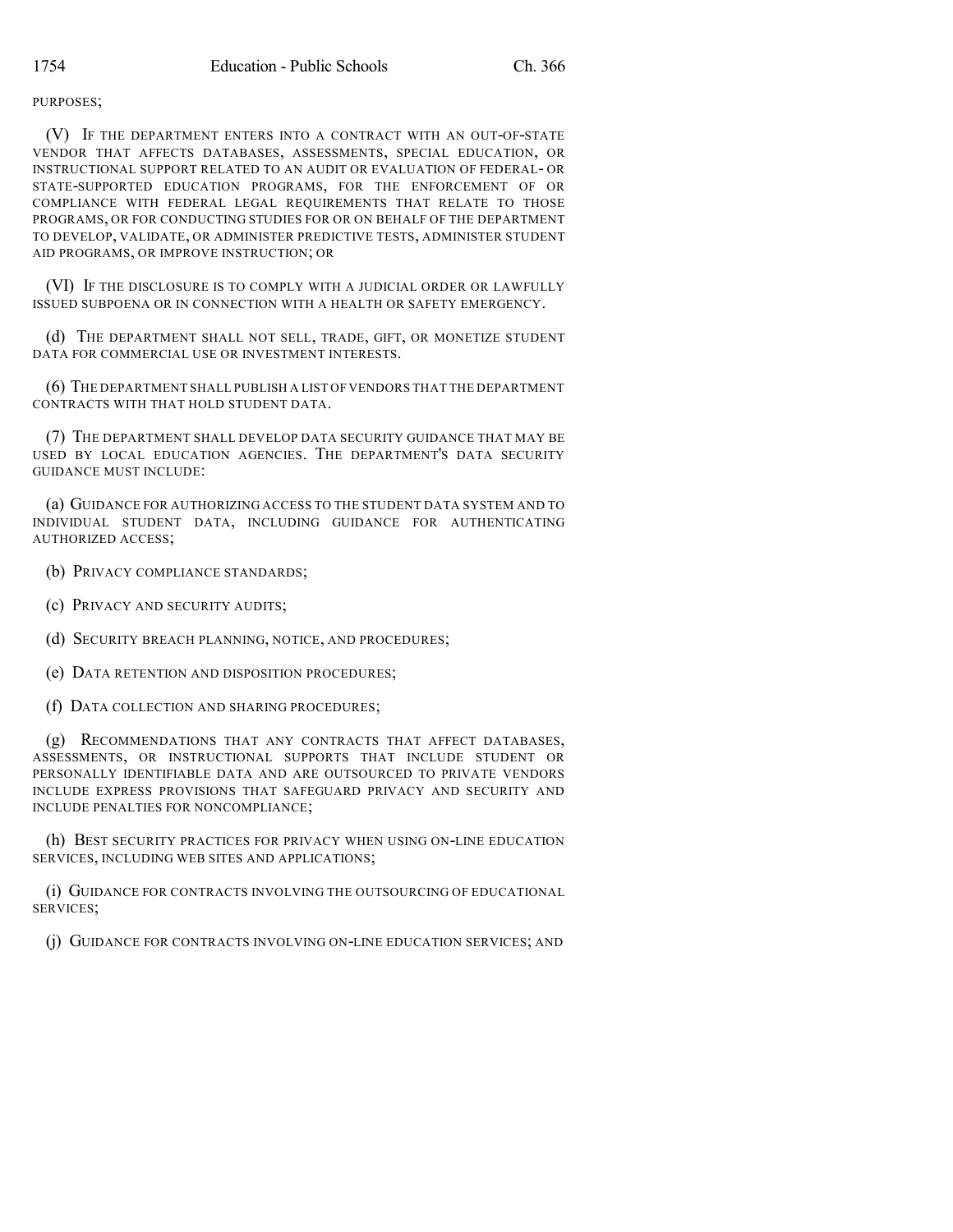PURPOSES;

(V) IF THE DEPARTMENT ENTERS INTO A CONTRACT WITH AN OUT-OF-STATE VENDOR THAT AFFECTS DATABASES, ASSESSMENTS, SPECIAL EDUCATION, OR INSTRUCTIONAL SUPPORT RELATED TO AN AUDIT OR EVALUATION OF FEDERAL- OR STATE-SUPPORTED EDUCATION PROGRAMS, FOR THE ENFORCEMENT OF OR COMPLIANCE WITH FEDERAL LEGAL REQUIREMENTS THAT RELATE TO THOSE PROGRAMS, OR FOR CONDUCTING STUDIES FOR OR ON BEHALF OF THE DEPARTMENT TO DEVELOP, VALIDATE, OR ADMINISTER PREDICTIVE TESTS, ADMINISTER STUDENT AID PROGRAMS, OR IMPROVE INSTRUCTION; OR

(VI) IF THE DISCLOSURE IS TO COMPLY WITH A JUDICIAL ORDER OR LAWFULLY ISSUED SUBPOENA OR IN CONNECTION WITH A HEALTH OR SAFETY EMERGENCY.

(d) THE DEPARTMENT SHALL NOT SELL, TRADE, GIFT, OR MONETIZE STUDENT DATA FOR COMMERCIAL USE OR INVESTMENT INTERESTS.

(6) THE DEPARTMENT SHALL PUBLISH A LIST OF VENDORS THAT THE DEPARTMENT CONTRACTS WITH THAT HOLD STUDENT DATA.

(7) THE DEPARTMENT SHALL DEVELOP DATA SECURITY GUIDANCE THAT MAY BE USED BY LOCAL EDUCATION AGENCIES. THE DEPARTMENT'S DATA SECURITY GUIDANCE MUST INCLUDE:

(a) GUIDANCE FOR AUTHORIZING ACCESS TO THE STUDENT DATA SYSTEM AND TO INDIVIDUAL STUDENT DATA, INCLUDING GUIDANCE FOR AUTHENTICATING AUTHORIZED ACCESS;

(b) PRIVACY COMPLIANCE STANDARDS;

(c) PRIVACY AND SECURITY AUDITS;

(d) SECURITY BREACH PLANNING, NOTICE, AND PROCEDURES;

(e) DATA RETENTION AND DISPOSITION PROCEDURES;

(f) DATA COLLECTION AND SHARING PROCEDURES;

(g) RECOMMENDATIONS THAT ANY CONTRACTS THAT AFFECT DATABASES, ASSESSMENTS, OR INSTRUCTIONAL SUPPORTS THAT INCLUDE STUDENT OR PERSONALLY IDENTIFIABLE DATA AND ARE OUTSOURCED TO PRIVATE VENDORS INCLUDE EXPRESS PROVISIONS THAT SAFEGUARD PRIVACY AND SECURITY AND INCLUDE PENALTIES FOR NONCOMPLIANCE;

(h) BEST SECURITY PRACTICES FOR PRIVACY WHEN USING ON-LINE EDUCATION SERVICES, INCLUDING WEB SITES AND APPLICATIONS;

(i) GUIDANCE FOR CONTRACTS INVOLVING THE OUTSOURCING OF EDUCATIONAL SERVICES;

(j) GUIDANCE FOR CONTRACTS INVOLVING ON-LINE EDUCATION SERVICES; AND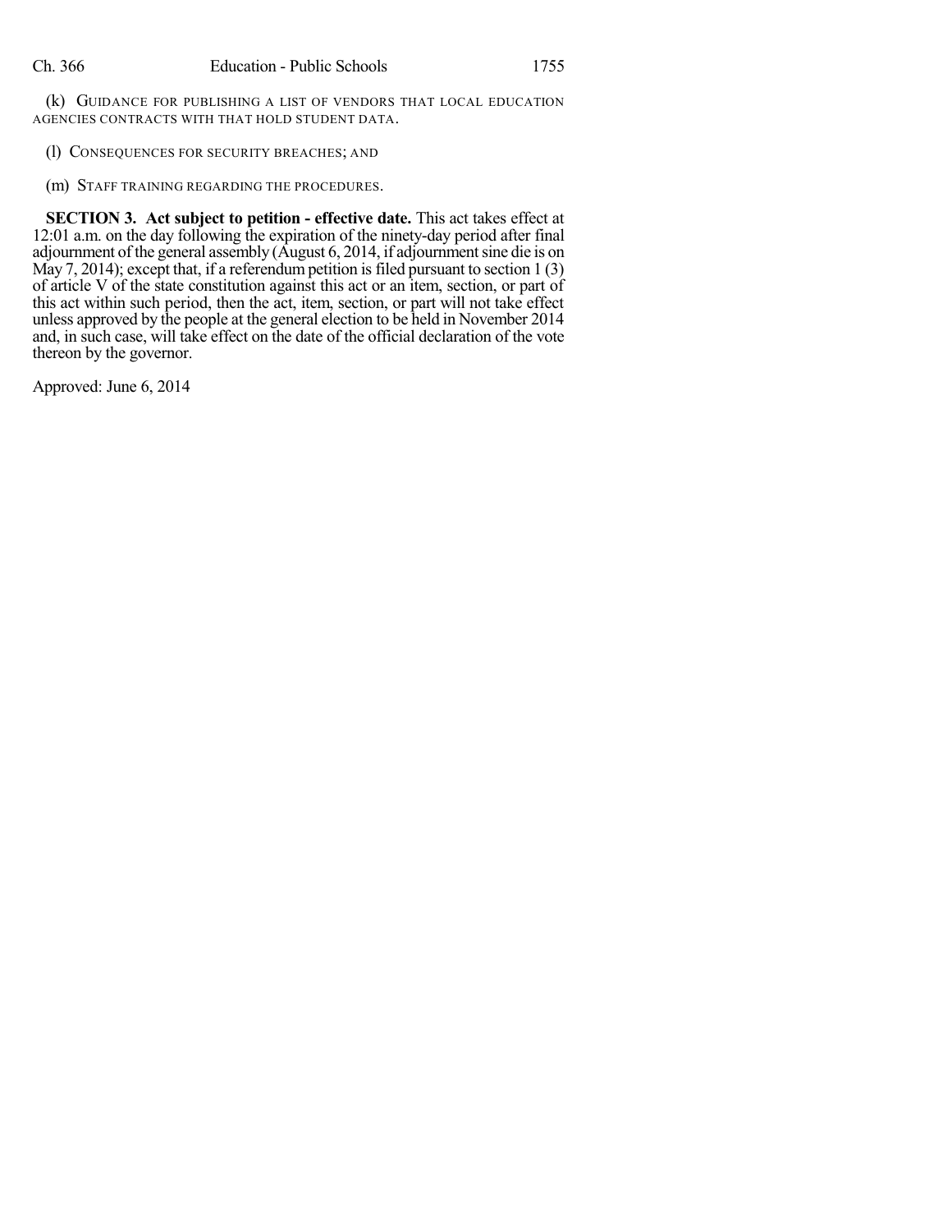(k) GUIDANCE FOR PUBLISHING A LIST OF VENDORS THAT LOCAL EDUCATION AGENCIES CONTRACTS WITH THAT HOLD STUDENT DATA.

(l) CONSEQUENCES FOR SECURITY BREACHES; AND

(m) STAFF TRAINING REGARDING THE PROCEDURES.

**SECTION 3. Act subject to petition - effective date.** This act takes effect at 12:01 a.m. on the day following the expiration of the ninety-day period after final adjournment of the general assembly (August 6, 2014, if adjournment sine die is on May 7, 2014); except that, if a referendum petition is filed pursuant to section 1 (3) of article V of the state constitution against this act or an item, section, or part of this act within such period, then the act, item, section, or part will not take effect unless approved by the people at the general election to be held in November 2014 and, in such case, will take effect on the date of the official declaration of the vote thereon by the governor.

Approved: June 6, 2014